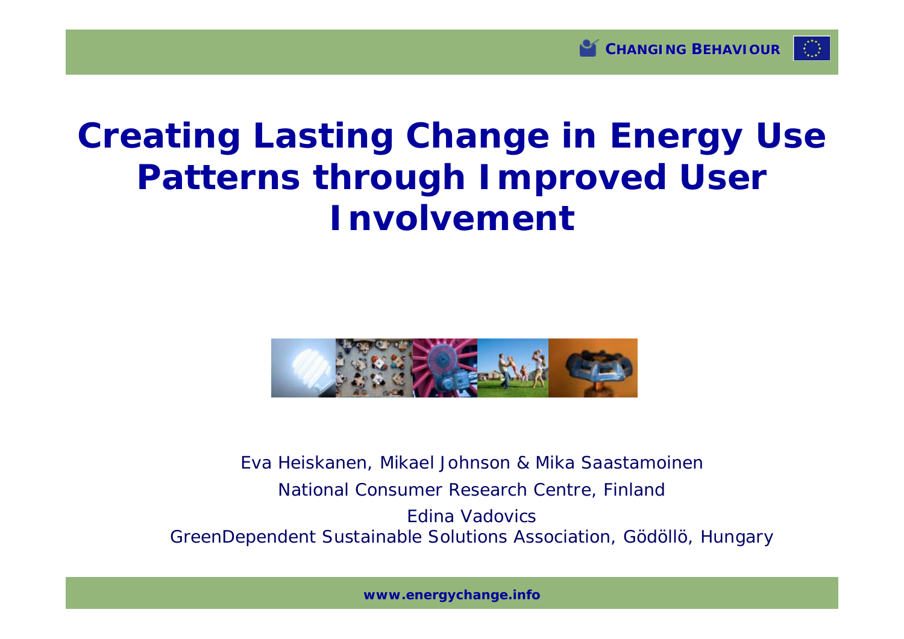# Creating Lasting Change in Energy Use Patterns through Improved User Involvement

Eva Heiskanen, Mikael Johnson & Mika Saastamoinen

National Consumer Research Centre, Finland

Edina Vadovics

GreenDependent Sustainable Solutions Association, Gödöllö, Hungary

**www.energychange.info**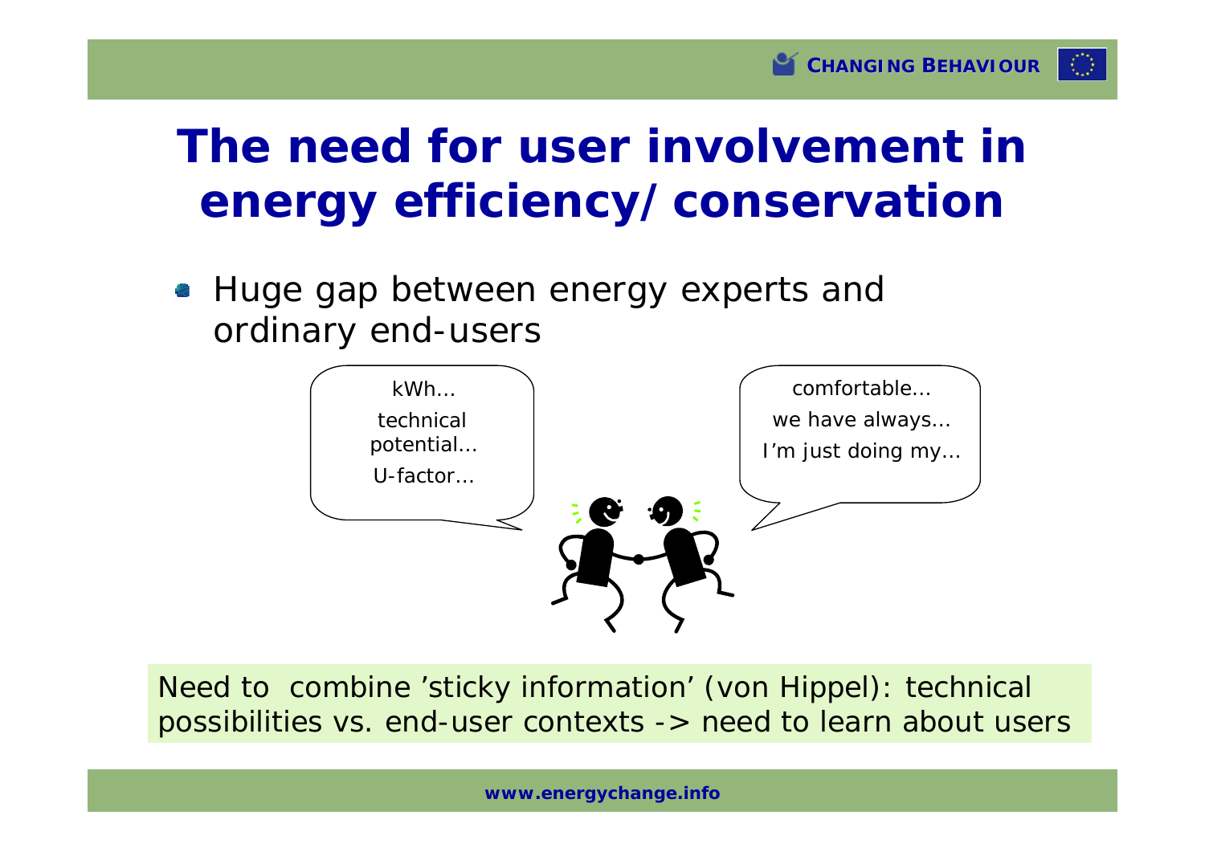# The need for user involvement in energy efficiency/conservation

- Huge gap between energy experts and ordinary end-users

kWh...
technical potential...
U-factor...

comfortable...
we have always...
I'm just doing my...

Need to combine 'sticky information' (von Hippel): technical possibilities vs. end-user contexts -> need to learn about users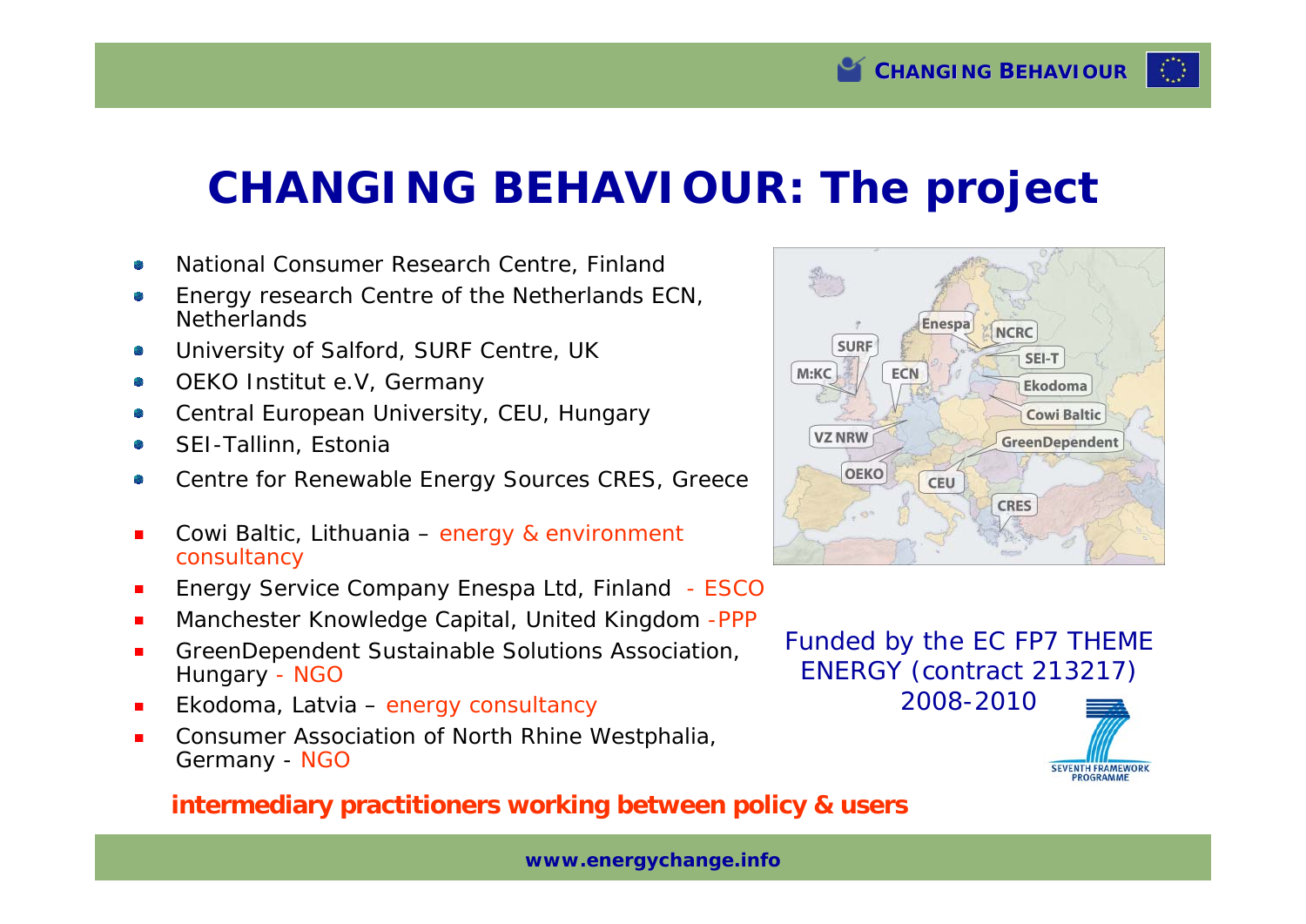# CHANGING BEHAVIOUR: The project

- National Consumer Research Centre, Finland
- Energy research Centre of the Netherlands ECN, Netherlands
- University of Salford, SURF Centre, UK
- OEKO Institut e.V, Germany
- Central European University, CEU, Hungary
- SEI-Tallinn, Estonia
- Centre for Renewable Energy Sources CRES, Greece

- Cowi Baltic, Lithuania – energy & environment consultancy
- Energy Service Company Enespa Ltd, Finland - ESCO
- Manchester Knowledge Capital, United Kingdom -PPP
- GreenDependent Sustainable Solutions Association, Hungary - NGO
- Ekodoma, Latvia – energy consultancy
- Consumer Association of North Rhine Westphalia, Germany - NGO

**intermediary practitioners working between policy & users**

Enespa, NCRC, SURF, SEI-T, M:KC, ECN, Ekodoma, Cowi Baltic, VZ NRW, GreenDependent, OEKO, CEU, CRES

Funded by the EC FP7 THEME ENERGY (contract 213217) 2008-2010

SEVENTH FRAMEWORK PROGRAMME

www.energychange.info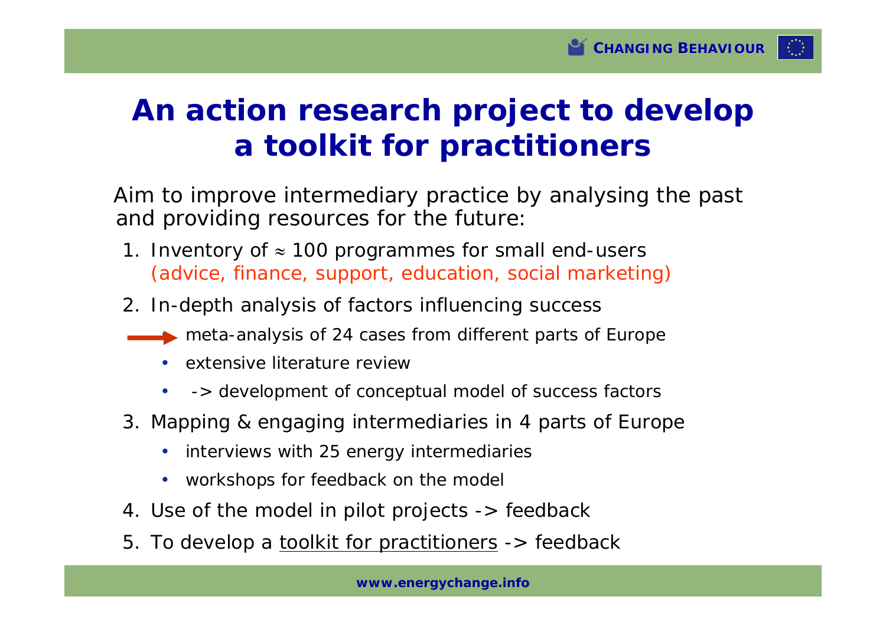# An action research project to develop a toolkit for practitioners

Aim to improve intermediary practice by analysing the past and providing resources for the future:

1. Inventory of ≈ 100 programmes for small end-users (advice, finance, support, education, social marketing)
2. In-depth analysis of factors influencing success
   - meta-analysis of 24 cases from different parts of Europe
   - extensive literature review
   - -> development of conceptual model of success factors
3. Mapping & engaging intermediaries in 4 parts of Europe
   - interviews with 25 energy intermediaries
   - workshops for feedback on the model
4. Use of the model in pilot projects -> feedback
5. To develop a toolkit for practitioners -> feedback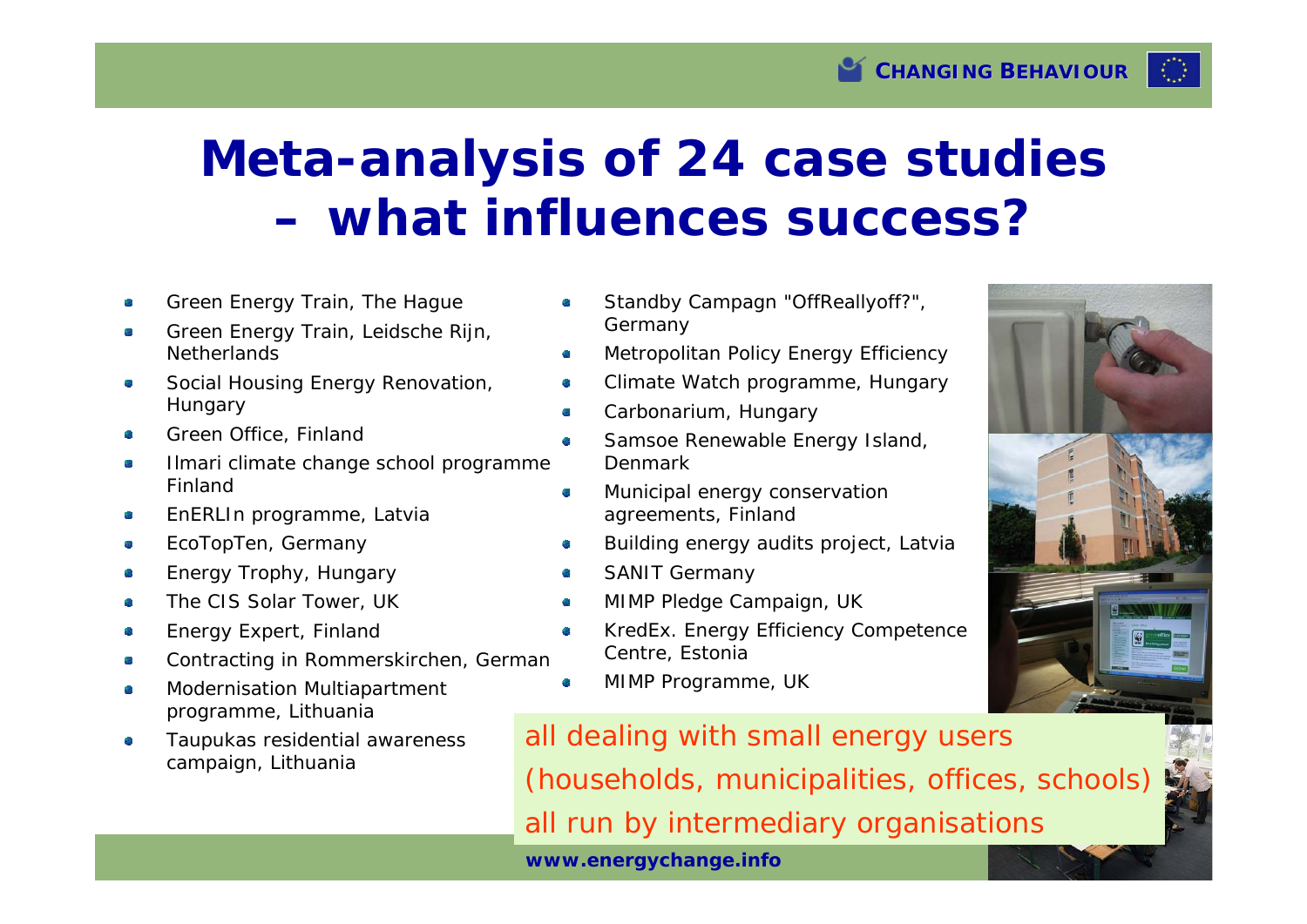# Meta-analysis of 24 case studies – what influences success?

- Green Energy Train, The Hague
- Green Energy Train, Leidsche Rijn, Netherlands
- Social Housing Energy Renovation, Hungary
- Green Office, Finland
- Ilmari climate change school programme Finland
- EnERLIn programme, Latvia
- EcoTopTen, Germany
- Energy Trophy, Hungary
- The CIS Solar Tower, UK
- Energy Expert, Finland
- Contracting in Rommerskirchen, German
- Modernisation Multiapartment programme, Lithuania
- Taupukas residential awareness campaign, Lithuania
- Standby Campagn "OffReallyoff?", Germany
- Metropolitan Policy Energy Efficiency
- Climate Watch programme, Hungary
- Carbonarium, Hungary
- Samsoe Renewable Energy Island, Denmark
- Municipal energy conservation agreements, Finland
- Building energy audits project, Latvia
- SANIT Germany
- MIMP Pledge Campaign, UK
- KredEx. Energy Efficiency Competence Centre, Estonia
- MIMP Programme, UK

all dealing with small energy users (households, municipalities, offices, schools)

all run by intermediary organisations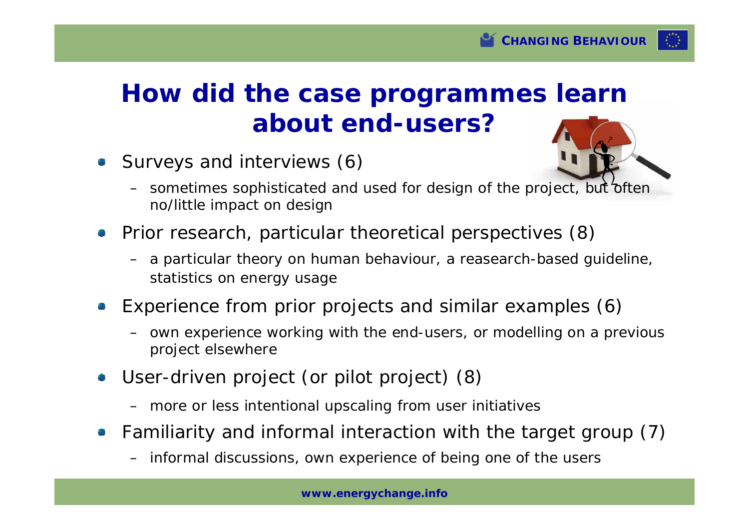# How did the case programmes learn about end-users?

- Surveys and interviews (6)
  - sometimes sophisticated and used for design of the project, but often no/little impact on design
- Prior research, particular theoretical perspectives (8)
  - a particular theory on human behaviour, a reasearch-based guideline, statistics on energy usage
- Experience from prior projects and similar examples (6)
  - own experience working with the end-users, or modelling on a previous project elsewhere
- User-driven project (or pilot project) (8)
  - more or less intentional upscaling from user initiatives
- Familiarity and informal interaction with the target group (7)
  - informal discussions, own experience of being one of the users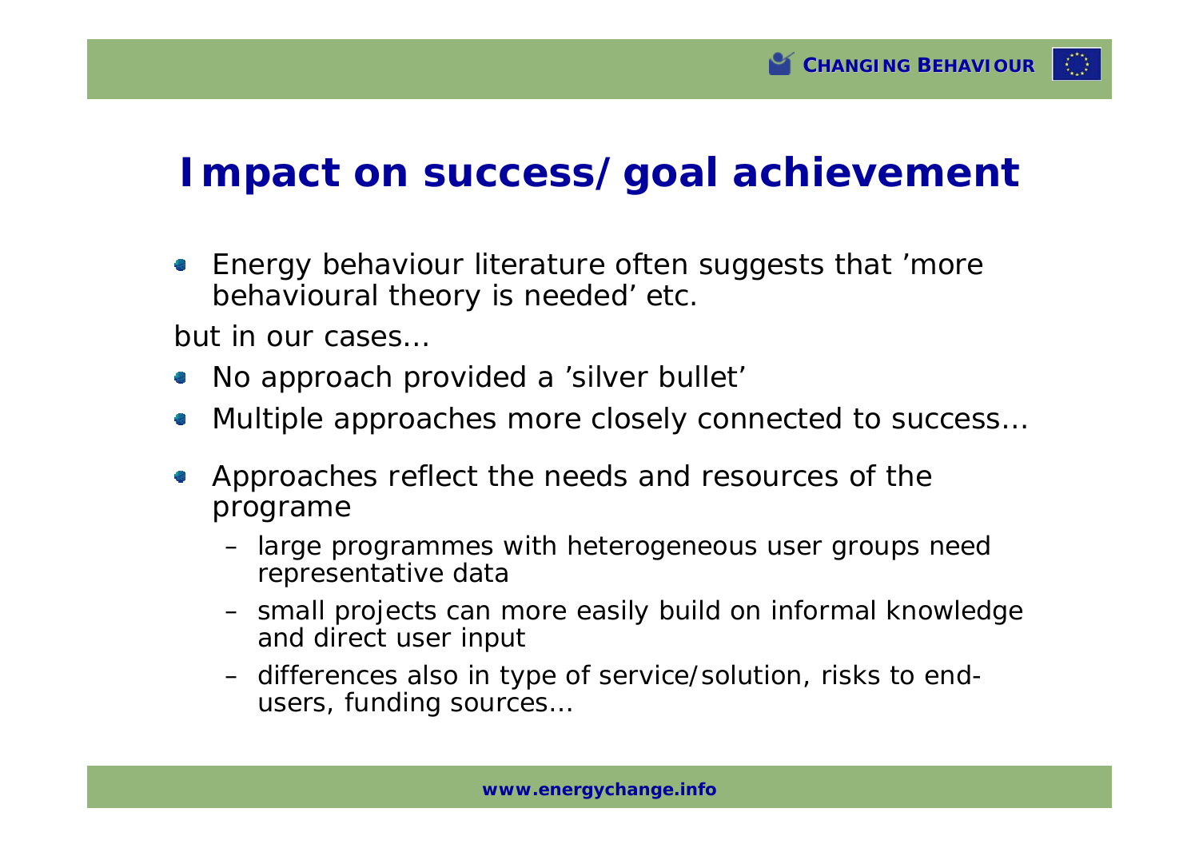# Impact on success/goal achievement

- Energy behaviour literature often suggests that 'more behavioural theory is needed' etc.

but in our cases…

- No approach provided a 'silver bullet'
- Multiple approaches more closely connected to success…
- Approaches reflect the needs and resources of the programe
  - large programmes with heterogeneous user groups need representative data
  - small projects can more easily build on informal knowledge and direct user input
  - differences also in type of service/solution, risks to end-users, funding sources…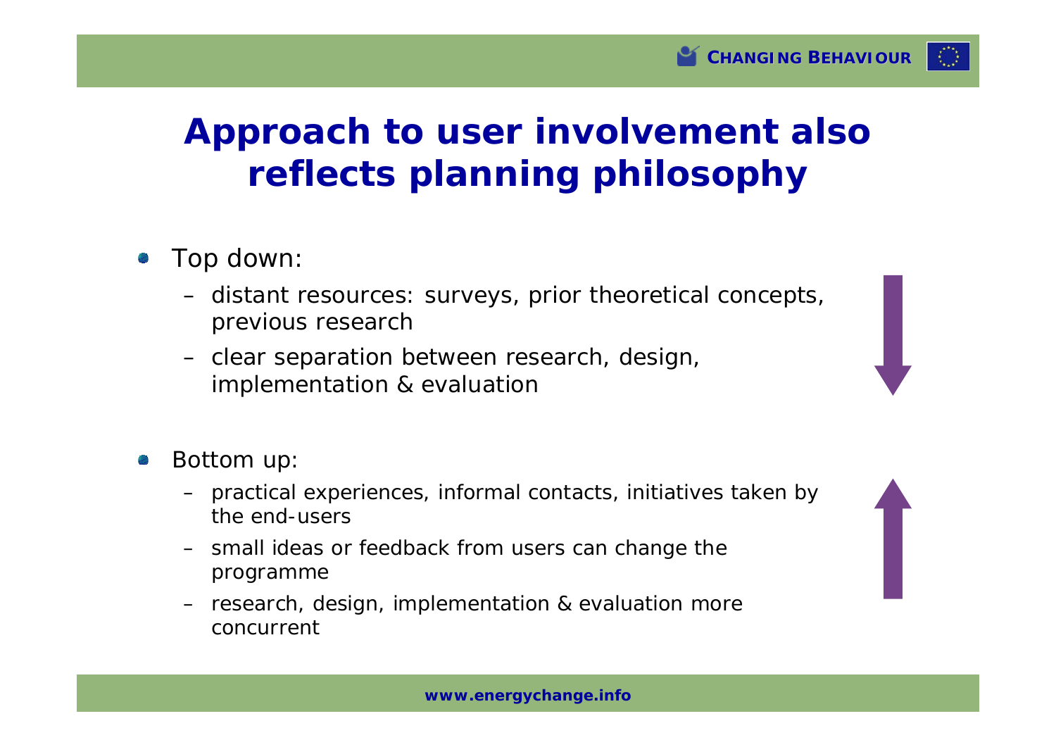# Approach to user involvement also reflects planning philosophy

- Top down:
  - distant resources: surveys, prior theoretical concepts, previous research
  - clear separation between research, design, implementation & evaluation
- Bottom up:
  - practical experiences, informal contacts, initiatives taken by the end-users
  - small ideas or feedback from users can change the programme
  - research, design, implementation & evaluation more concurrent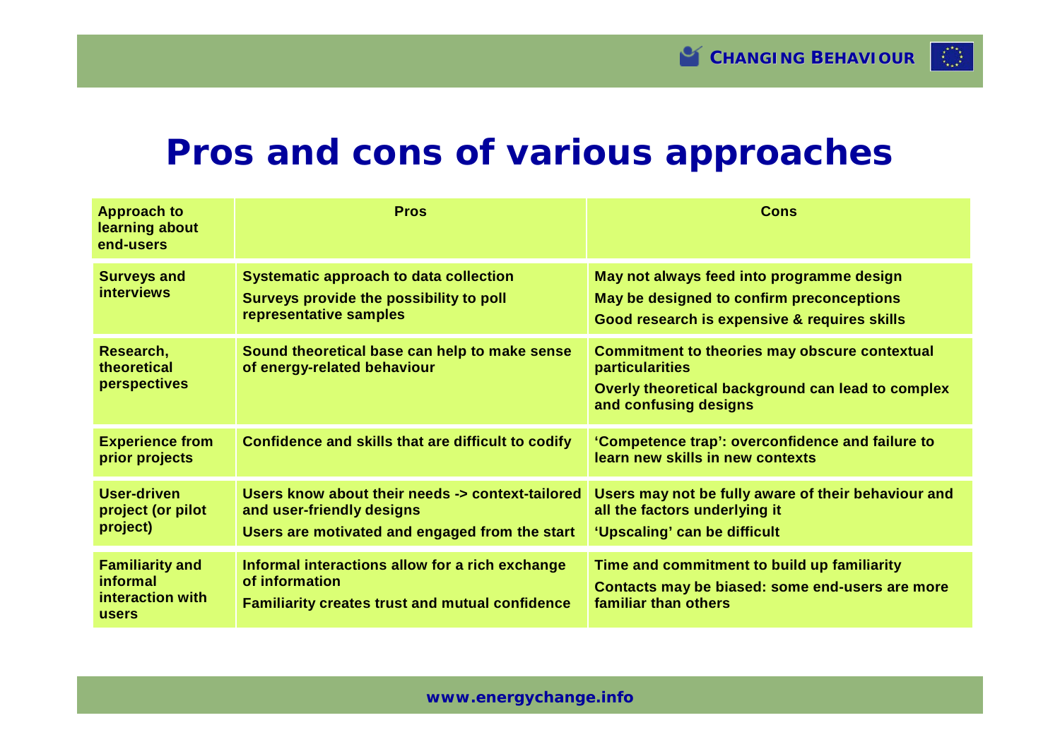# Pros and cons of various approaches

| Approach to learning about end-users | Pros | Cons |
|---|---|---|
| Surveys and interviews | Systematic approach to data collection<br>Surveys provide the possibility to poll representative samples | May not always feed into programme design<br>May be designed to confirm preconceptions<br>Good research is expensive & requires skills |
| Research, theoretical perspectives | Sound theoretical base can help to make sense of energy-related behaviour | Commitment to theories may obscure contextual particularities<br>Overly theoretical background can lead to complex and confusing designs |
| Experience from prior projects | Confidence and skills that are difficult to codify | 'Competence trap': overconfidence and failure to learn new skills in new contexts |
| User-driven project (or pilot project) | Users know about their needs -> context-tailored and user-friendly designs<br>Users are motivated and engaged from the start | Users may not be fully aware of their behaviour and all the factors underlying it<br>'Upscaling' can be difficult |
| Familiarity and informal interaction with users | Informal interactions allow for a rich exchange of information<br>Familiarity creates trust and mutual confidence | Time and commitment to build up familiarity<br>Contacts may be biased: some end-users are more familiar than others |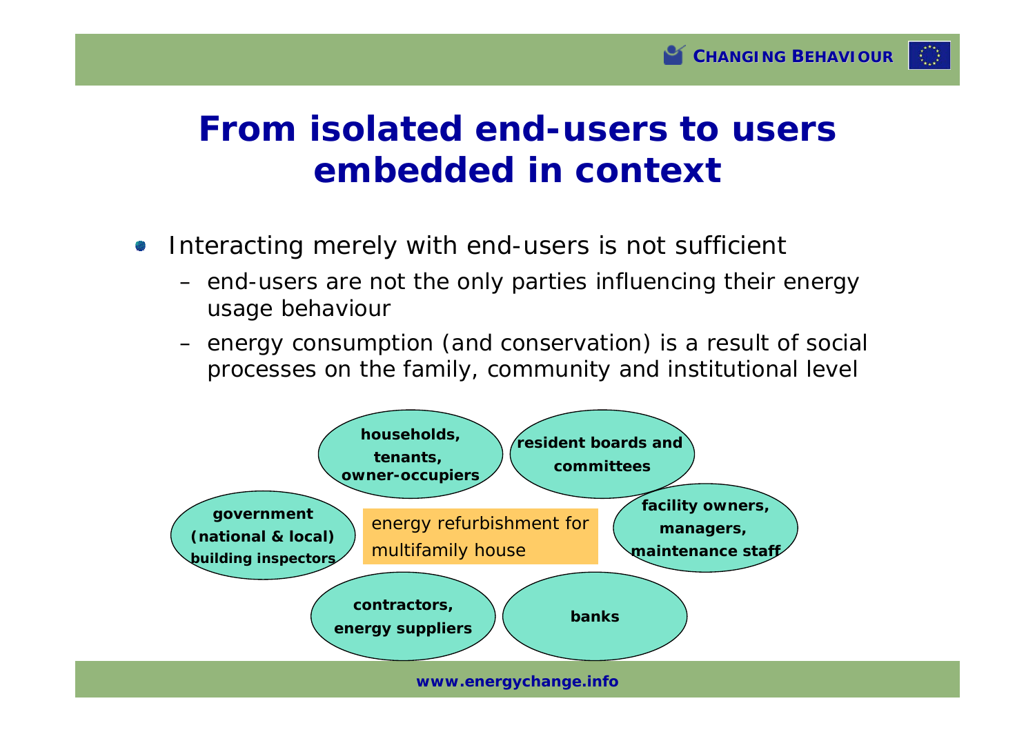# From isolated end-users to users embedded in context

- Interacting merely with end-users is not sufficient
  - end-users are not the only parties influencing their energy usage behaviour
  - energy consumption (and conservation) is a result of social processes on the family, community and institutional level

energy refurbishment for multifamily house

- households, tenants, owner-occupiers
- resident boards and committees
- facility owners, managers, maintenance staff
- banks
- contractors, energy suppliers
- government (national & local) building inspectors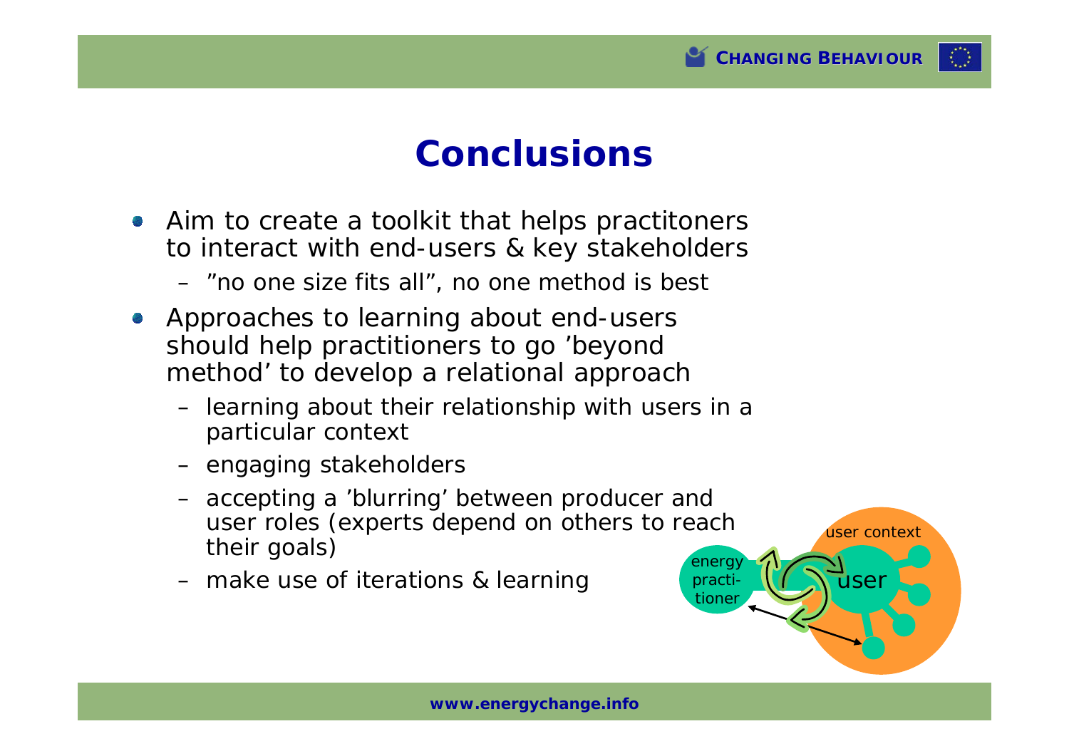# Conclusions

- Aim to create a toolkit that helps practitoners to interact with end-users & key stakeholders
  - ”no one size fits all”, no one method is best
- Approaches to learning about end-users should help practitioners to go ’beyond method’ to develop a relational approach
  - learning about their relationship with users in a particular context
  - engaging stakeholders
  - accepting a ’blurring’ between producer and user roles (experts depend on others to reach their goals)
  - make use of iterations & learning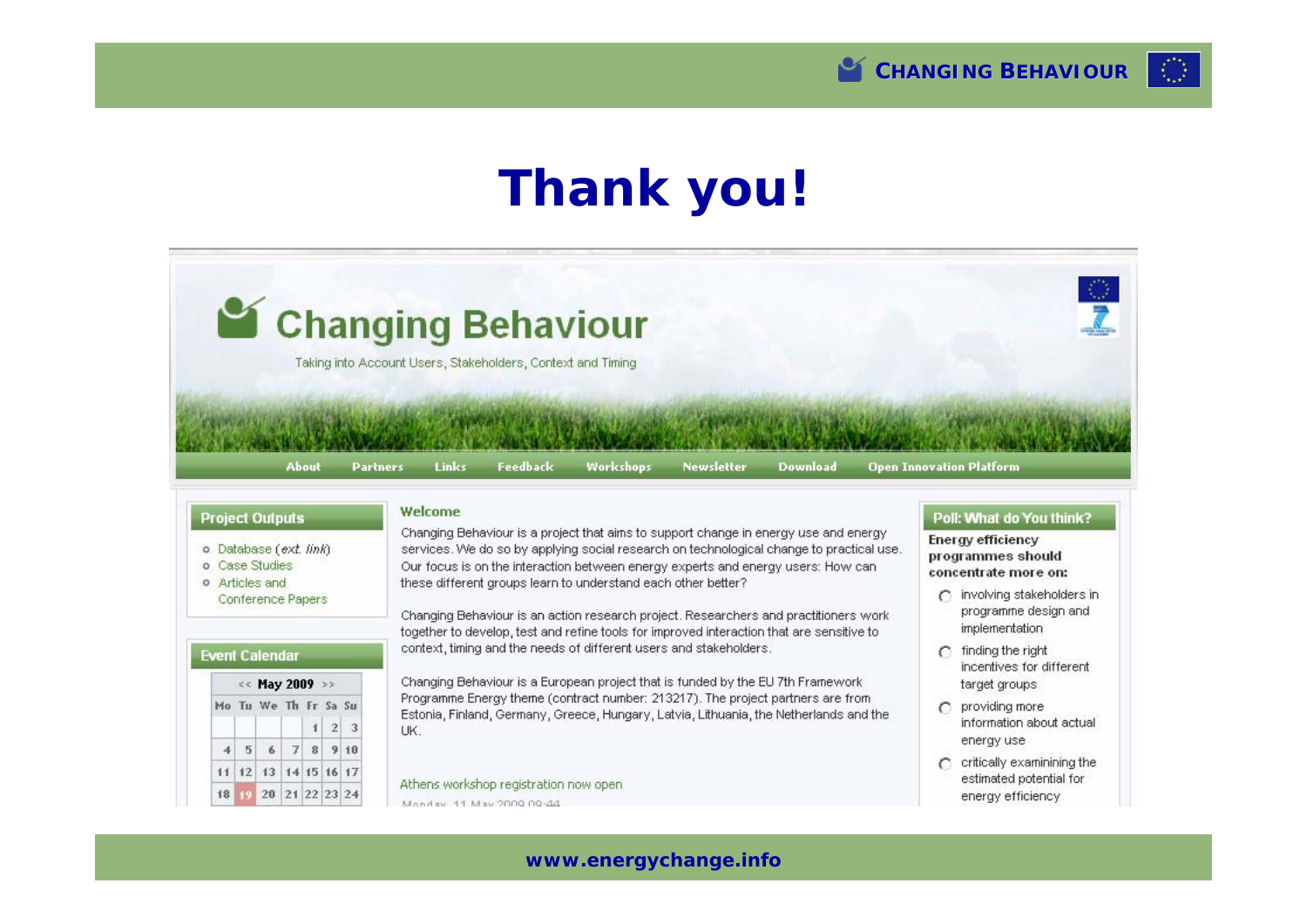# Thank you!

**Changing Behaviour**

Taking into Account Users, Stakeholders, Context and Timing

About | Partners | Links | Feedback | Workshops | Newsletter | Download | Open Innovation Platform

**Project Outputs**

- Database (*ext. link*)
- Case Studies
- Articles and Conference Papers

**Event Calendar**

| Mo | Tu | We | Th | Fr | Sa | Su |
|---|---|---|---|---|---|---|
| | | | | 1 | 2 | 3 |
| 4 | 5 | 6 | 7 | 8 | 9 | 10 |
| 11 | 12 | 13 | 14 | 15 | 16 | 17 |
| 18 | 19 | 20 | 21 | 22 | 23 | 24 |

**Welcome**

Changing Behaviour is a project that aims to support change in energy use and energy services. We do so by applying social research on technological change to practical use. Our focus is on the interaction between energy experts and energy users: How can these different groups learn to understand each other better?

Changing Behaviour is an action research project. Researchers and practitioners work together to develop, test and refine tools for improved interaction that are sensitive to context, timing and the needs of different users and stakeholders.

Changing Behaviour is a European project that is funded by the EU 7th Framework Programme Energy theme (contract number: 213217). The project partners are from Estonia, Finland, Germany, Greece, Hungary, Latvia, Lithuania, the Netherlands and the UK.

Athens workshop registration now open

Monday, 11 May 2009 09:44

**Poll: What do You think?**

**Energy efficiency programmes should concentrate more on:**

- involving stakeholders in programme design and implementation
- finding the right incentives for different target groups
- providing more information about actual energy use
- critically examining the estimated potential for energy efficiency

**www.energychange.info**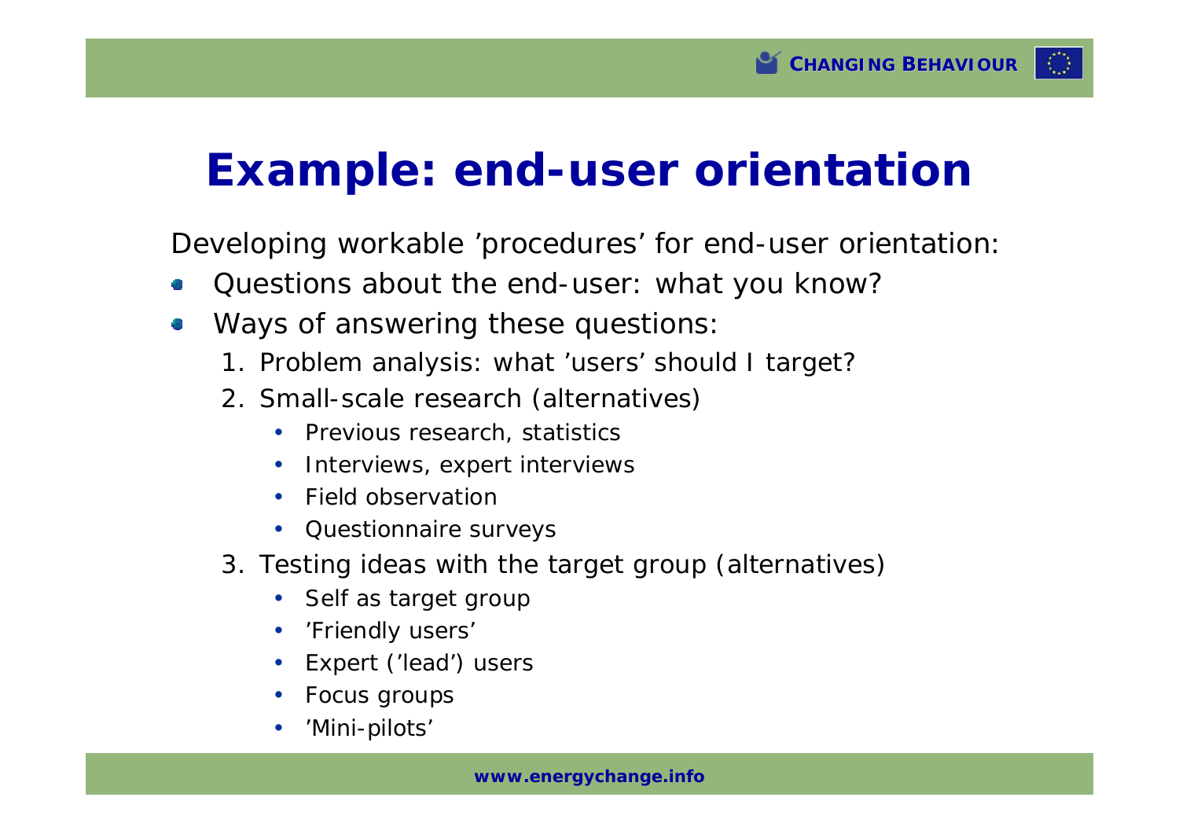# Example: end-user orientation

Developing workable ’procedures’ for end-user orientation:

- Questions about the end-user: what you know?
- Ways of answering these questions:
  1. Problem analysis: what ’users’ should I target?
  2. Small-scale research (alternatives)
     - Previous research, statistics
     - Interviews, expert interviews
     - Field observation
     - Questionnaire surveys
  3. Testing ideas with the target group (alternatives)
     - Self as target group
     - ’Friendly users’
     - Expert (’lead’) users
     - Focus groups
     - ’Mini-pilots’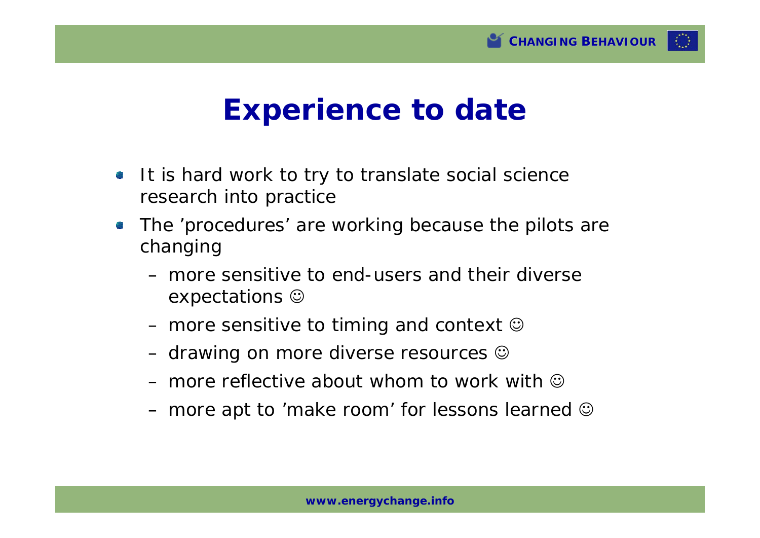# Experience to date

- It is hard work to try to translate social science research into practice
- The 'procedures' are working because the pilots are changing
  - more sensitive to end-users and their diverse expectations ☺
  - more sensitive to timing and context ☺
  - drawing on more diverse resources ☺
  - more reflective about whom to work with ☺
  - more apt to 'make room' for lessons learned ☺